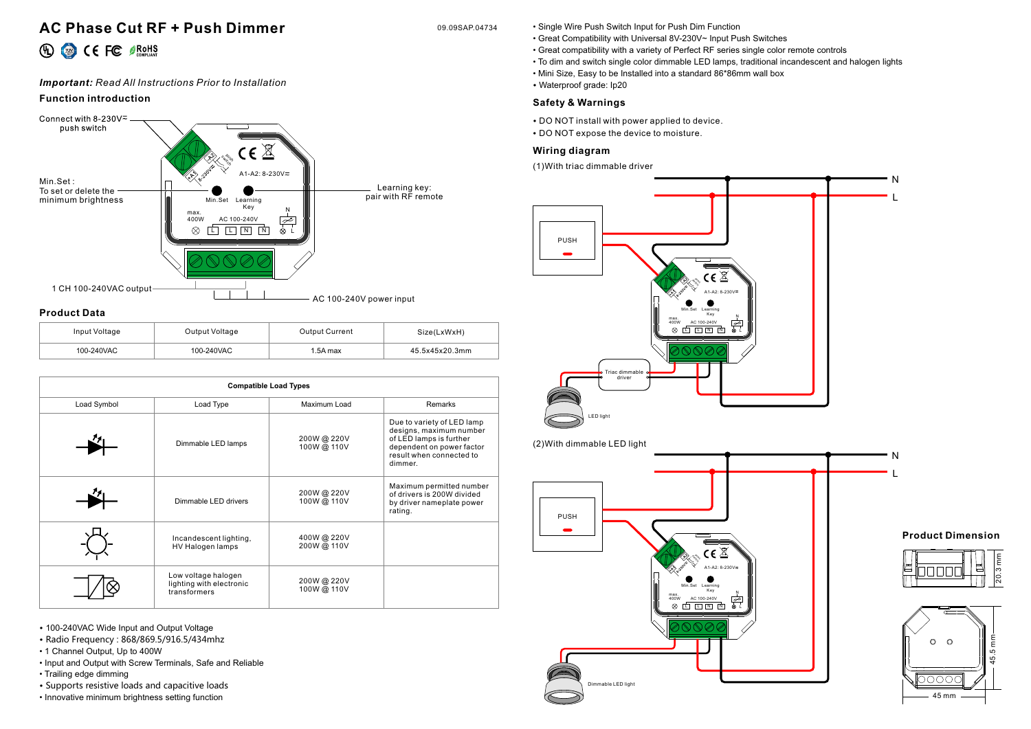# AC Phase Cut RF + Push Dimmer

09.09SAP.04734

*Important:* Read All Instructions Prior to Installation

### Function introduction

Connect with 8-230V⎓ push switch

Min.Set : To set or delete the minimum brightness

Learning key: pair with RF remote

1 CH 100-240VAC output

AC 100-240V power input

### Product Data

| Input Voltage | Output Voltage | Output Current | Size(LxWxH) |
|---|---|---|---|
| 100-240VAC | 100-240VAC | 1.5A max | 45.5x45x20.3mm |

| Compatible Load Types | | | |
|---|---|---|---|
| Load Symbol | Load Type | Maximum Load | Remarks |
| | Dimmable LED lamps | 200W @ 220V 100W @ 110V | Due to variety of LED lamp designs, maximum number of LED lamps is further dependent on power factor result when connected to dimmer. |
| | Dimmable LED drivers | 200W @ 220V 100W @ 110V | Maximum permitted number of drivers is 200W divided by driver nameplate power rating. |
| | Incandescent lighting, HV Halogen lamps | 400W @ 220V 200W @ 110V | |
| | Low voltage halogen lighting with electronic transformers | 200W @ 220V 100W @ 110V | |

- 100-240VAC Wide Input and Output Voltage
- Radio Frequency : 868/869.5/916.5/434mhz
- 1 Channel Output, Up to 400W
- Input and Output with Screw Terminals, Safe and Reliable
- Trailing edge dimming
- Supports resistive loads and capacitive loads
- Innovative minimum brightness setting function
- Single Wire Push Switch Input for Push Dim Function
- Great Compatibility with Universal 8V-230V~ Input Push Switches
- Great compatibility with a variety of Perfect RF series single color remote controls
- To dim and switch single color dimmable LED lamps, traditional incandescent and halogen lights
- Mini Size, Easy to be Installed into a standard 86*86mm wall box
- Waterproof grade: Ip20

### Safety & Warnings

- DO NOT install with power applied to device.
- DO NOT expose the device to moisture.

### Wiring diagram

(1)With triac dimmable driver

N

L

PUSH

Triac dimmable driver

LED light

(2)With dimmable LED light

N

L

PUSH

Dimmable LED light

### Product Dimension

20.3 mm

45.5 mm

45 mm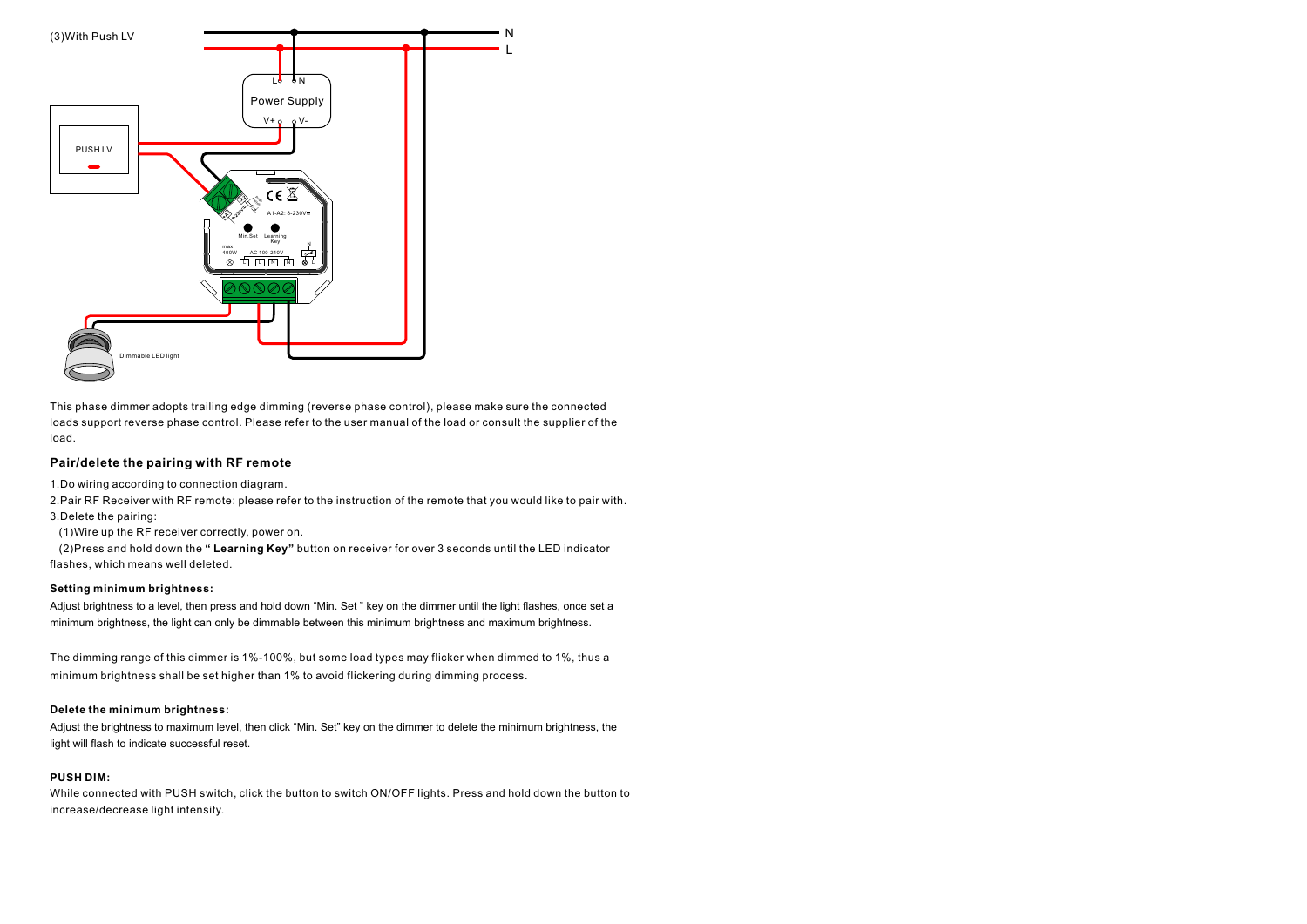(3)With Push LV

N

L

Power Supply

V+ V-

PUSH LV

A1-A2: 8-230V

Min.Set Learning Key

max. 400W AC 100-240V

Dimmable LED light

This phase dimmer adopts trailing edge dimming (reverse phase control), please make sure the connected loads support reverse phase control. Please refer to the user manual of the load or consult the supplier of the load.

## Pair/delete the pairing with RF remote

1.Do wiring according to connection diagram.

2.Pair RF Receiver with RF remote: please refer to the instruction of the remote that you would like to pair with.

3.Delete the pairing:

(1)Wire up the RF receiver correctly, power on.

(2)Press and hold down the **" Learning Key"** button on receiver for over 3 seconds until the LED indicator flashes, which means well deleted.

### Setting minimum brightness:

Adjust brightness to a level, then press and hold down "Min. Set " key on the dimmer until the light flashes, once set a minimum brightness, the light can only be dimmable between this minimum brightness and maximum brightness.

The dimming range of this dimmer is 1%-100%, but some load types may flicker when dimmed to 1%, thus a minimum brightness shall be set higher than 1% to avoid flickering during dimming process.

### Delete the minimum brightness:

Adjust the brightness to maximum level, then click "Min. Set" key on the dimmer to delete the minimum brightness, the light will flash to indicate successful reset.

### PUSH DIM:

While connected with PUSH switch, click the button to switch ON/OFF lights. Press and hold down the button to increase/decrease light intensity.